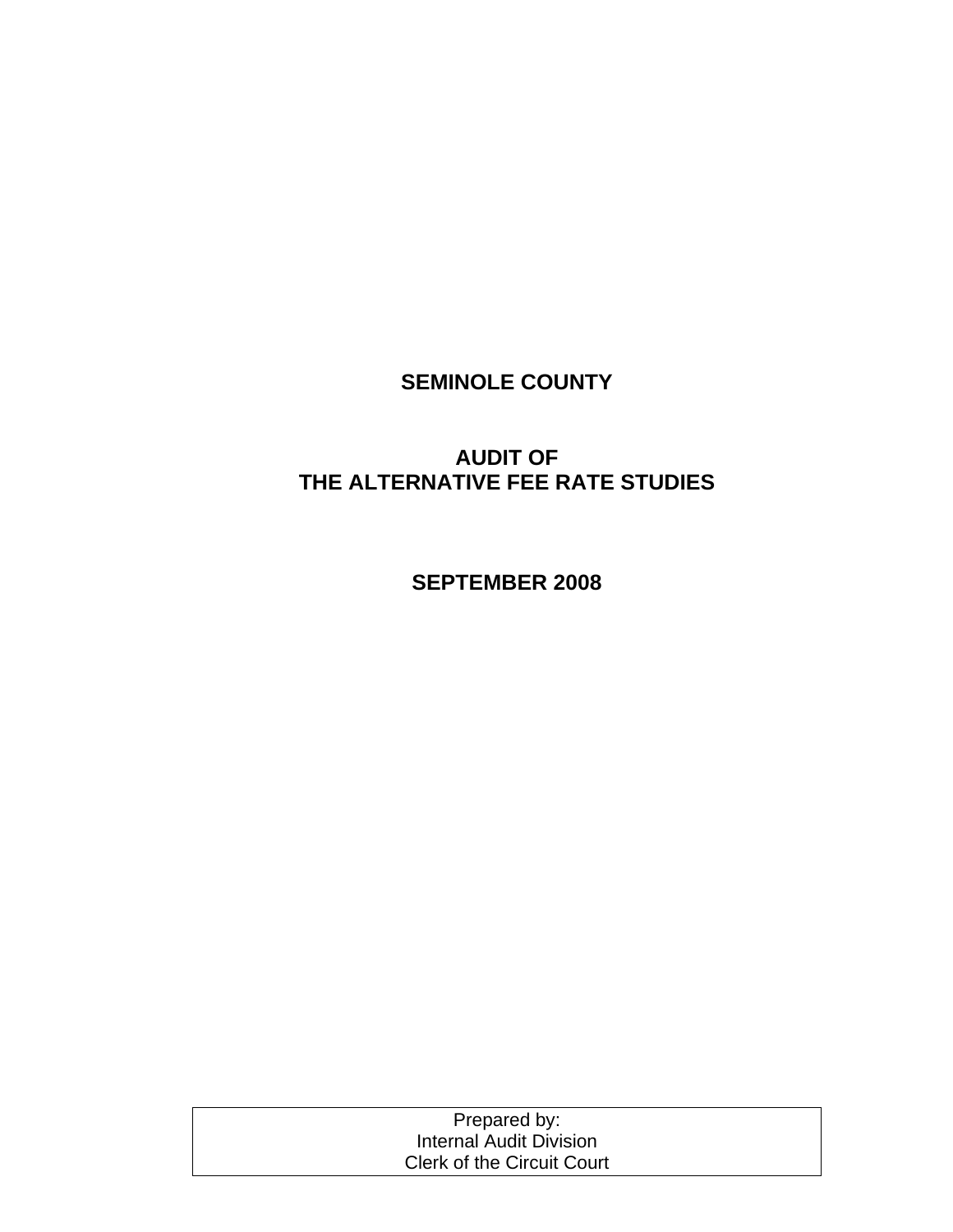# SEMINOLE COUNTY

# AUDIT OF THE ALTERNATIVE FEE RATE STUDIES

## SEPTEMBER 2008

Prepared by:
Internal Audit Division
Clerk of the Circuit Court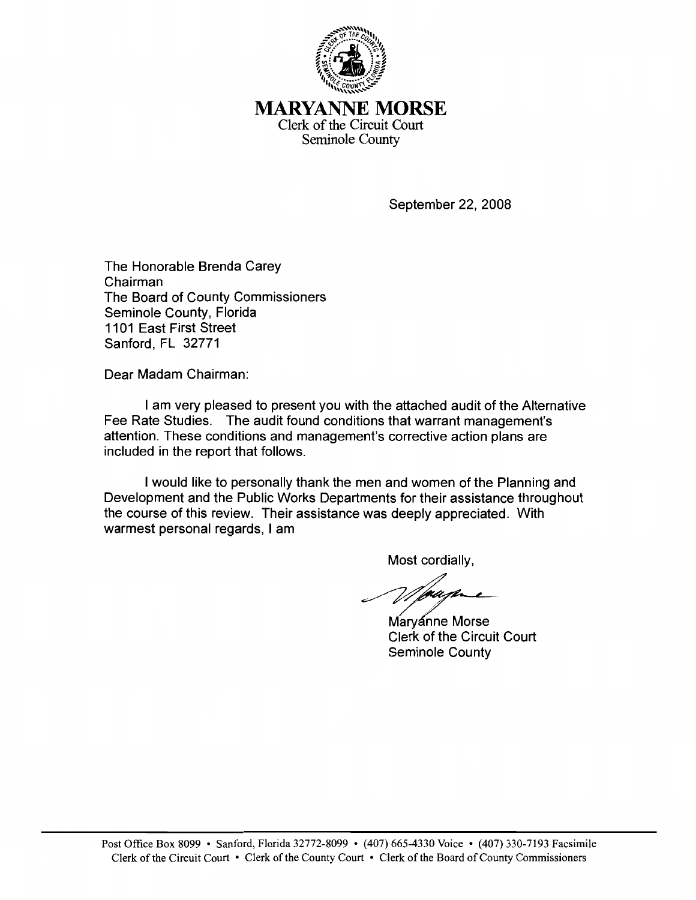# MARYANNE MORSE

Clerk of the Circuit Court
Seminole County

September 22, 2008

The Honorable Brenda Carey
Chairman
The Board of County Commissioners
Seminole County, Florida
1101 East First Street
Sanford, FL 32771

Dear Madam Chairman:

I am very pleased to present you with the attached audit of the Alternative Fee Rate Studies. The audit found conditions that warrant management's attention. These conditions and management's corrective action plans are included in the report that follows.

I would like to personally thank the men and women of the Planning and Development and the Public Works Departments for their assistance throughout the course of this review. Their assistance was deeply appreciated. With warmest personal regards, I am

Most cordially,

Maryanne Morse
Clerk of the Circuit Court
Seminole County

Post Office Box 8099 • Sanford, Florida 32772-8099 • (407) 665-4330 Voice • (407) 330-7193 Facsimile
Clerk of the Circuit Court • Clerk of the County Court • Clerk of the Board of County Commissioners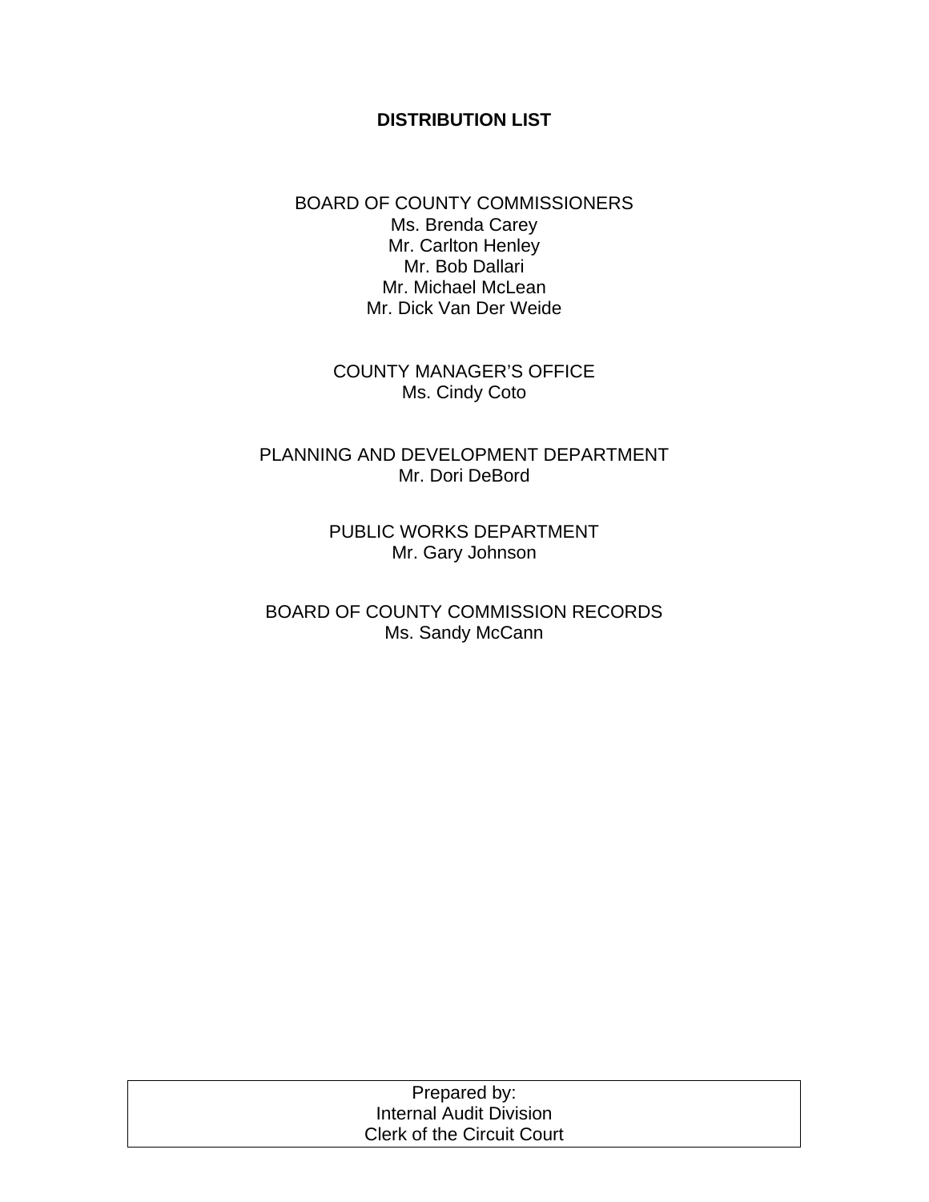# DISTRIBUTION LIST

BOARD OF COUNTY COMMISSIONERS
Ms. Brenda Carey
Mr. Carlton Henley
Mr. Bob Dallari
Mr. Michael McLean
Mr. Dick Van Der Weide

COUNTY MANAGER'S OFFICE
Ms. Cindy Coto

PLANNING AND DEVELOPMENT DEPARTMENT
Mr. Dori DeBord

PUBLIC WORKS DEPARTMENT
Mr. Gary Johnson

BOARD OF COUNTY COMMISSION RECORDS
Ms. Sandy McCann

Prepared by:
Internal Audit Division
Clerk of the Circuit Court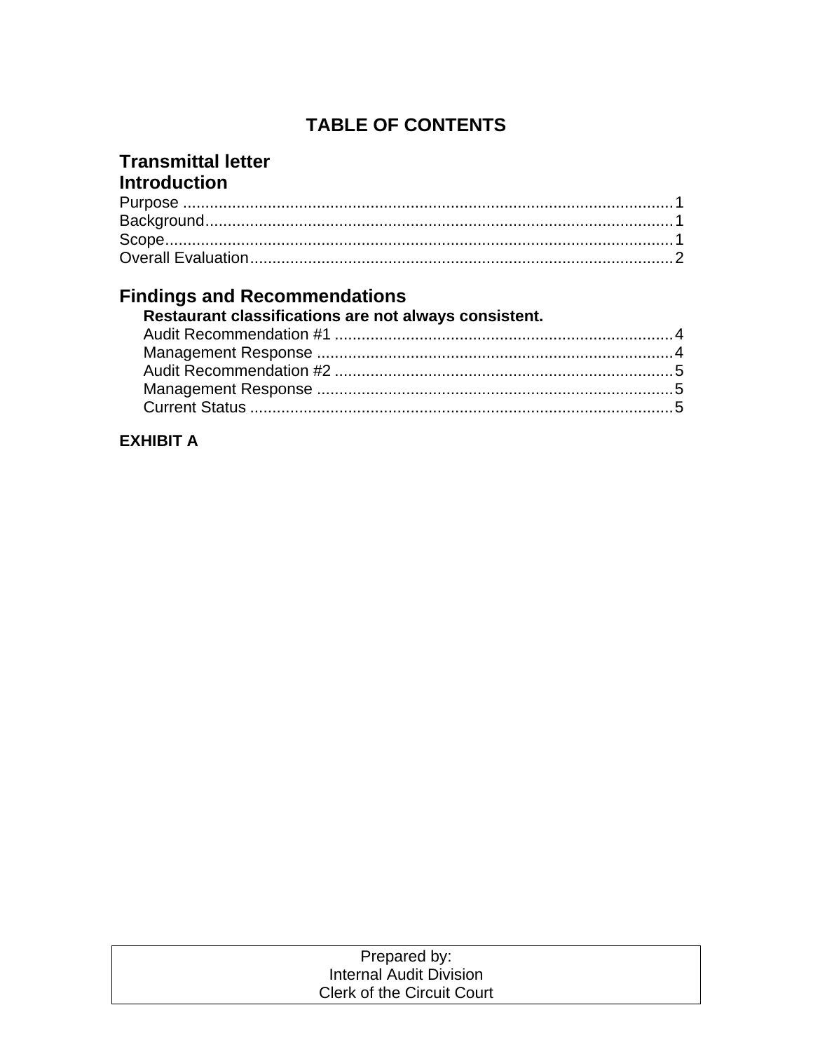# TABLE OF CONTENTS

## Transmittal letter

## Introduction

Purpose ............................................................................................................ 1
Background....................................................................................................... 1
Scope................................................................................................................ 1
Overall Evaluation............................................................................................. 2

## Findings and Recommendations

**Restaurant classifications are not always consistent.**

- Audit Recommendation #1 ........................................................................... 4
- Management Response ............................................................................... 4
- Audit Recommendation #2 ........................................................................... 5
- Management Response ............................................................................... 5
- Current Status .............................................................................................. 5

**EXHIBIT A**

Prepared by:
Internal Audit Division
Clerk of the Circuit Court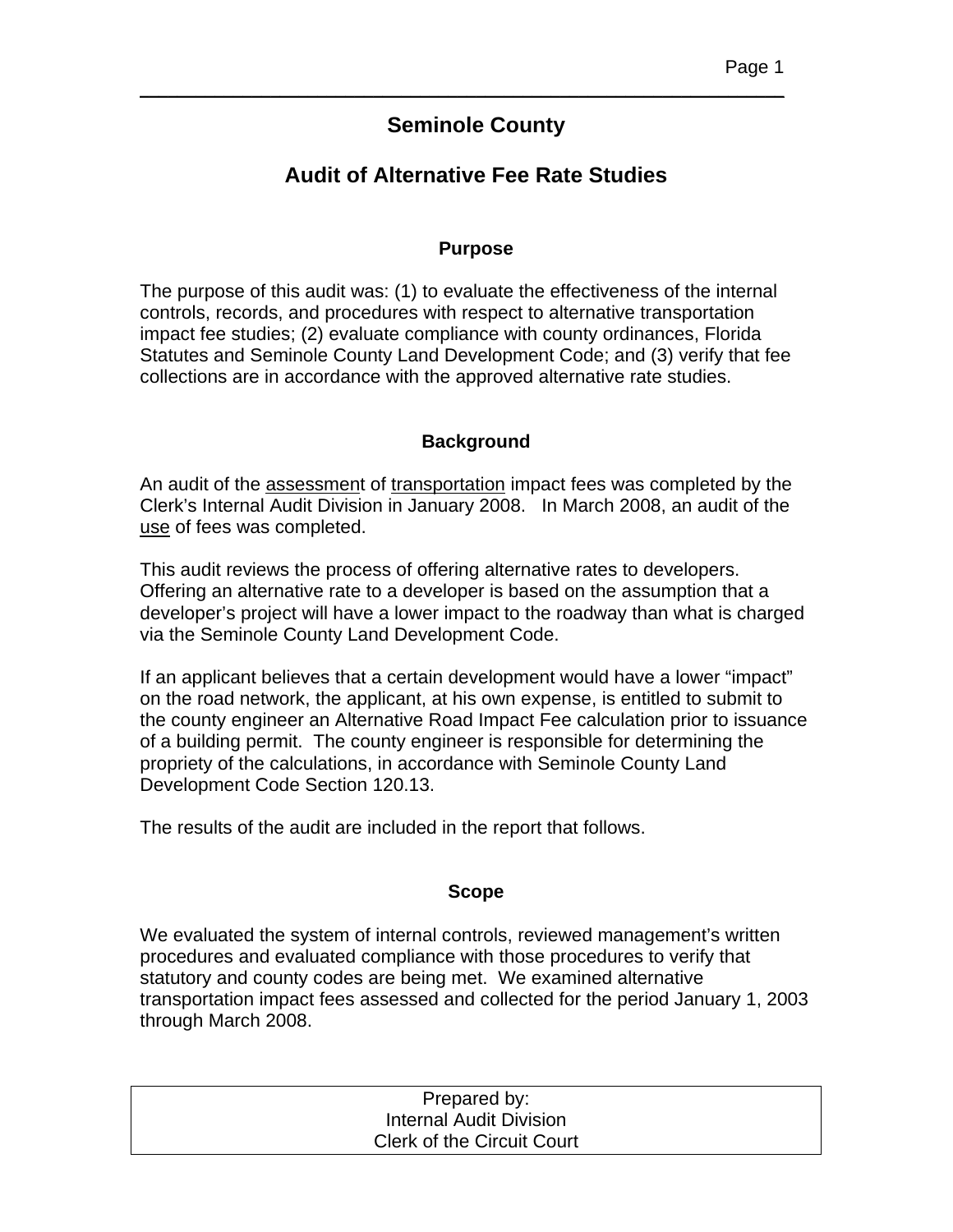# Seminole County

## Audit of Alternative Fee Rate Studies

### Purpose

The purpose of this audit was: (1) to evaluate the effectiveness of the internal controls, records, and procedures with respect to alternative transportation impact fee studies; (2) evaluate compliance with county ordinances, Florida Statutes and Seminole County Land Development Code; and (3) verify that fee collections are in accordance with the approved alternative rate studies.

### Background

An audit of the assessment of transportation impact fees was completed by the Clerk's Internal Audit Division in January 2008. In March 2008, an audit of the use of fees was completed.

This audit reviews the process of offering alternative rates to developers. Offering an alternative rate to a developer is based on the assumption that a developer's project will have a lower impact to the roadway than what is charged via the Seminole County Land Development Code.

If an applicant believes that a certain development would have a lower "impact" on the road network, the applicant, at his own expense, is entitled to submit to the county engineer an Alternative Road Impact Fee calculation prior to issuance of a building permit. The county engineer is responsible for determining the propriety of the calculations, in accordance with Seminole County Land Development Code Section 120.13.

The results of the audit are included in the report that follows.

### Scope

We evaluated the system of internal controls, reviewed management's written procedures and evaluated compliance with those procedures to verify that statutory and county codes are being met. We examined alternative transportation impact fees assessed and collected for the period January 1, 2003 through March 2008.

Prepared by:
Internal Audit Division
Clerk of the Circuit Court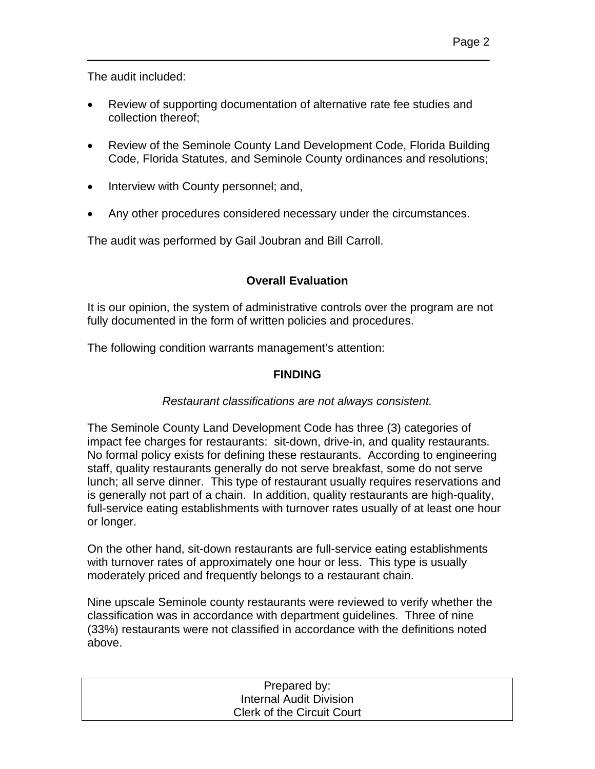The audit included:

- Review of supporting documentation of alternative rate fee studies and collection thereof;
- Review of the Seminole County Land Development Code, Florida Building Code, Florida Statutes, and Seminole County ordinances and resolutions;
- Interview with County personnel; and,
- Any other procedures considered necessary under the circumstances.

The audit was performed by Gail Joubran and Bill Carroll.

## Overall Evaluation

It is our opinion, the system of administrative controls over the program are not fully documented in the form of written policies and procedures.

The following condition warrants management's attention:

## FINDING

*Restaurant classifications are not always consistent.*

The Seminole County Land Development Code has three (3) categories of impact fee charges for restaurants: sit-down, drive-in, and quality restaurants. No formal policy exists for defining these restaurants. According to engineering staff, quality restaurants generally do not serve breakfast, some do not serve lunch; all serve dinner. This type of restaurant usually requires reservations and is generally not part of a chain. In addition, quality restaurants are high-quality, full-service eating establishments with turnover rates usually of at least one hour or longer.

On the other hand, sit-down restaurants are full-service eating establishments with turnover rates of approximately one hour or less. This type is usually moderately priced and frequently belongs to a restaurant chain.

Nine upscale Seminole county restaurants were reviewed to verify whether the classification was in accordance with department guidelines. Three of nine (33%) restaurants were not classified in accordance with the definitions noted above.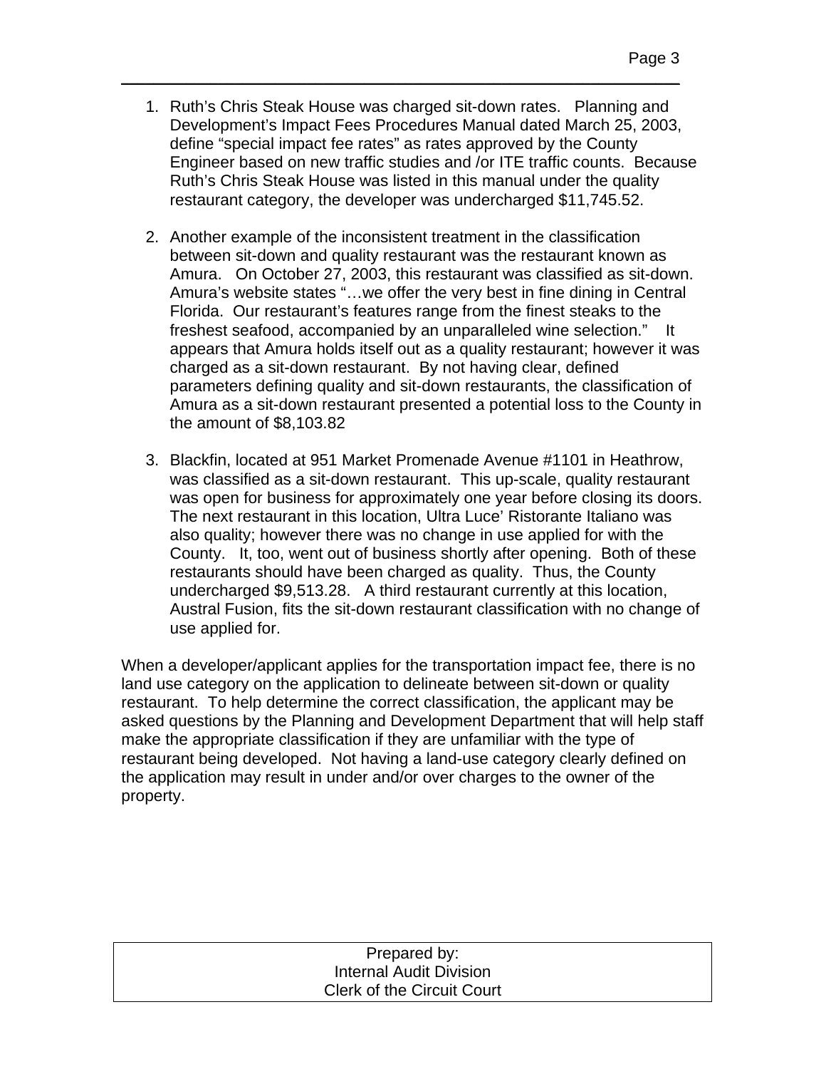1. Ruth's Chris Steak House was charged sit-down rates. Planning and Development's Impact Fees Procedures Manual dated March 25, 2003, define "special impact fee rates" as rates approved by the County Engineer based on new traffic studies and /or ITE traffic counts. Because Ruth's Chris Steak House was listed in this manual under the quality restaurant category, the developer was undercharged $11,745.52.

2. Another example of the inconsistent treatment in the classification between sit-down and quality restaurant was the restaurant known as Amura. On October 27, 2003, this restaurant was classified as sit-down. Amura's website states "…we offer the very best in fine dining in Central Florida. Our restaurant's features range from the finest steaks to the freshest seafood, accompanied by an unparalleled wine selection." It appears that Amura holds itself out as a quality restaurant; however it was charged as a sit-down restaurant. By not having clear, defined parameters defining quality and sit-down restaurants, the classification of Amura as a sit-down restaurant presented a potential loss to the County in the amount of $8,103.82

3. Blackfin, located at 951 Market Promenade Avenue #1101 in Heathrow, was classified as a sit-down restaurant. This up-scale, quality restaurant was open for business for approximately one year before closing its doors. The next restaurant in this location, Ultra Luce' Ristorante Italiano was also quality; however there was no change in use applied for with the County. It, too, went out of business shortly after opening. Both of these restaurants should have been charged as quality. Thus, the County undercharged $9,513.28. A third restaurant currently at this location, Austral Fusion, fits the sit-down restaurant classification with no change of use applied for.

When a developer/applicant applies for the transportation impact fee, there is no land use category on the application to delineate between sit-down or quality restaurant. To help determine the correct classification, the applicant may be asked questions by the Planning and Development Department that will help staff make the appropriate classification if they are unfamiliar with the type of restaurant being developed. Not having a land-use category clearly defined on the application may result in under and/or over charges to the owner of the property.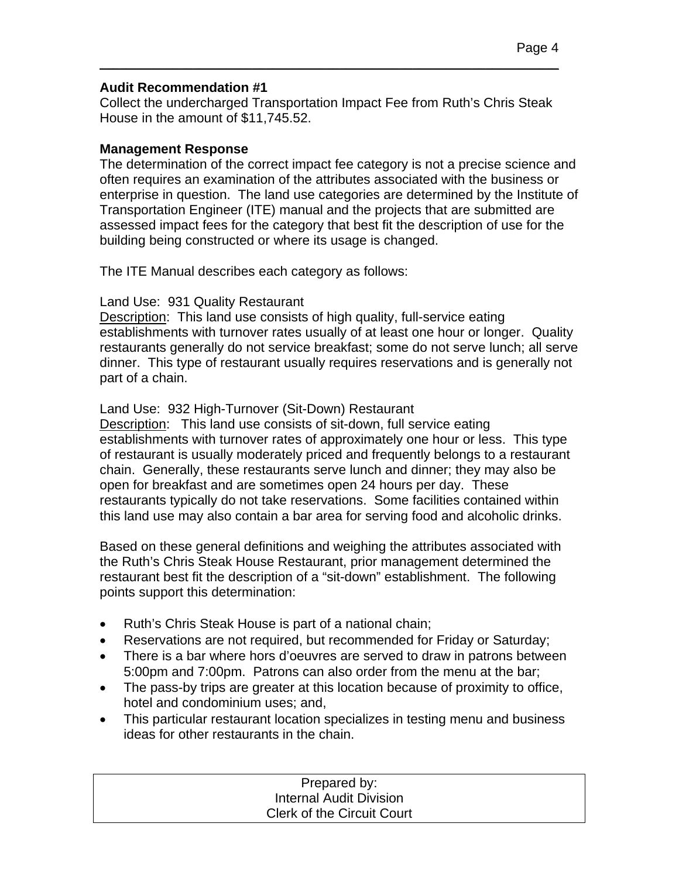**Audit Recommendation #1**

Collect the undercharged Transportation Impact Fee from Ruth's Chris Steak House in the amount of $11,745.52.

**Management Response**

The determination of the correct impact fee category is not a precise science and often requires an examination of the attributes associated with the business or enterprise in question. The land use categories are determined by the Institute of Transportation Engineer (ITE) manual and the projects that are submitted are assessed impact fees for the category that best fit the description of use for the building being constructed or where its usage is changed.

The ITE Manual describes each category as follows:

Land Use: 931 Quality Restaurant

Description: This land use consists of high quality, full-service eating establishments with turnover rates usually of at least one hour or longer. Quality restaurants generally do not service breakfast; some do not serve lunch; all serve dinner. This type of restaurant usually requires reservations and is generally not part of a chain.

Land Use: 932 High-Turnover (Sit-Down) Restaurant

Description: This land use consists of sit-down, full service eating establishments with turnover rates of approximately one hour or less. This type of restaurant is usually moderately priced and frequently belongs to a restaurant chain. Generally, these restaurants serve lunch and dinner; they may also be open for breakfast and are sometimes open 24 hours per day. These restaurants typically do not take reservations. Some facilities contained within this land use may also contain a bar area for serving food and alcoholic drinks.

Based on these general definitions and weighing the attributes associated with the Ruth's Chris Steak House Restaurant, prior management determined the restaurant best fit the description of a "sit-down" establishment. The following points support this determination:

- Ruth's Chris Steak House is part of a national chain;
- Reservations are not required, but recommended for Friday or Saturday;
- There is a bar where hors d'oeuvres are served to draw in patrons between 5:00pm and 7:00pm. Patrons can also order from the menu at the bar;
- The pass-by trips are greater at this location because of proximity to office, hotel and condominium uses; and,
- This particular restaurant location specializes in testing menu and business ideas for other restaurants in the chain.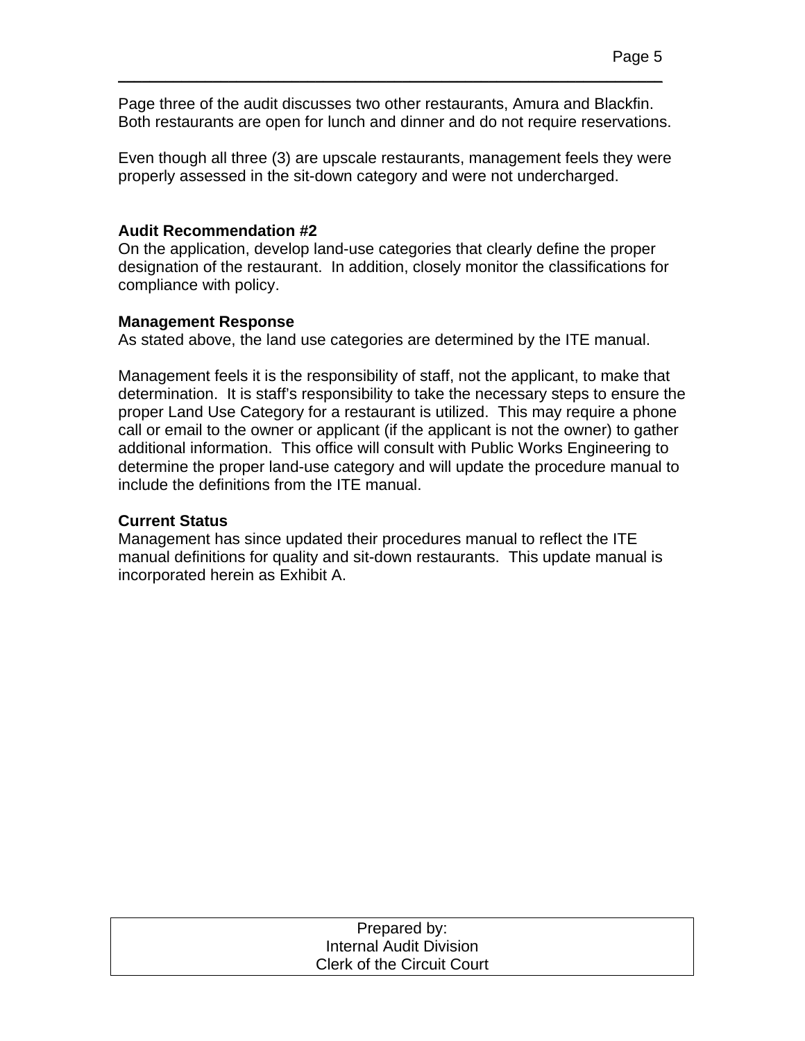Page three of the audit discusses two other restaurants, Amura and Blackfin. Both restaurants are open for lunch and dinner and do not require reservations.

Even though all three (3) are upscale restaurants, management feels they were properly assessed in the sit-down category and were not undercharged.

**Audit Recommendation #2**

On the application, develop land-use categories that clearly define the proper designation of the restaurant. In addition, closely monitor the classifications for compliance with policy.

**Management Response**

As stated above, the land use categories are determined by the ITE manual.

Management feels it is the responsibility of staff, not the applicant, to make that determination. It is staff's responsibility to take the necessary steps to ensure the proper Land Use Category for a restaurant is utilized. This may require a phone call or email to the owner or applicant (if the applicant is not the owner) to gather additional information. This office will consult with Public Works Engineering to determine the proper land-use category and will update the procedure manual to include the definitions from the ITE manual.

**Current Status**

Management has since updated their procedures manual to reflect the ITE manual definitions for quality and sit-down restaurants. This update manual is incorporated herein as Exhibit A.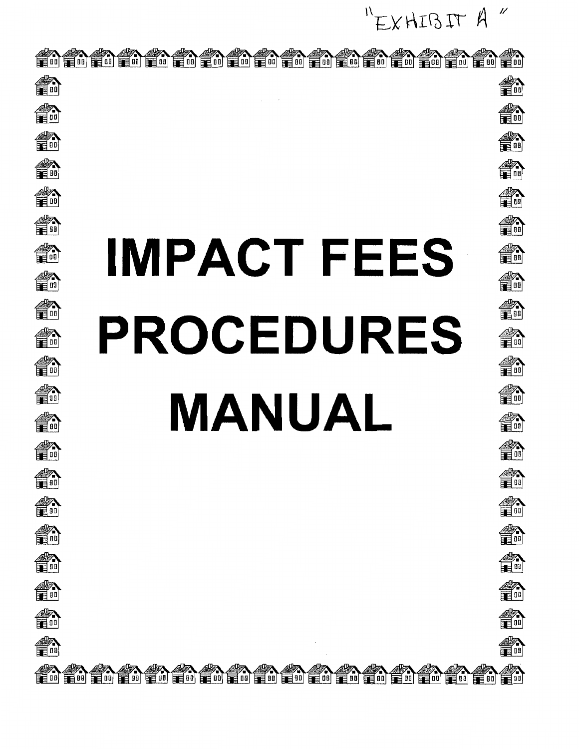"EXHIBIT A"

# IMPACT FEES PROCEDURES MANUAL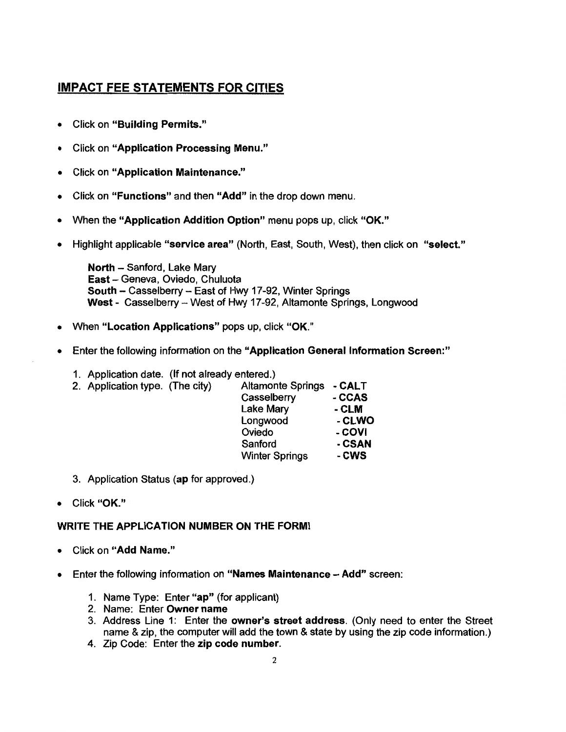## IMPACT FEE STATEMENTS FOR CITIES

- Click on **"Building Permits."**
- Click on **"Application Processing Menu."**
- Click on **"Application Maintenance."**
- Click on **"Functions"** and then **"Add"** in the drop down menu.
- When the **"Application Addition Option"** menu pops up, click **"OK."**
- Highlight applicable **"service area"** (North, East, South, West), then click on **"select."**

  **North** – Sanford, Lake Mary
  **East** – Geneva, Oviedo, Chuluota
  **South** – Casselberry – East of Hwy 17-92, Winter Springs
  **West** - Casselberry – West of Hwy 17-92, Altamonte Springs, Longwood

- When **"Location Applications"** pops up, click **"OK."**
- Enter the following information on the **"Application General Information Screen:"**

  1. Application date. (If not already entered.)
  2. Application type. (The city)

     | City | Code |
     |---|---|
     | Altamonte Springs | - **CALT** |
     | Casselberry | - **CCAS** |
     | Lake Mary | - **CLM** |
     | Longwood | - **CLWO** |
     | Oviedo | - **COVI** |
     | Sanford | - **CSAN** |
     | Winter Springs | - **CWS** |

  3. Application Status (**ap** for approved.)

- Click **"OK."**

**WRITE THE APPLICATION NUMBER ON THE FORM!**

- Click on **"Add Name."**
- Enter the following information on **"Names Maintenance – Add"** screen:

  1. Name Type: Enter **"ap"** (for applicant)
  2. Name: Enter **Owner name**
  3. Address Line 1: Enter the **owner's street address**. (Only need to enter the Street name & zip, the computer will add the town & state by using the zip code information.)
  4. Zip Code: Enter the **zip code number**.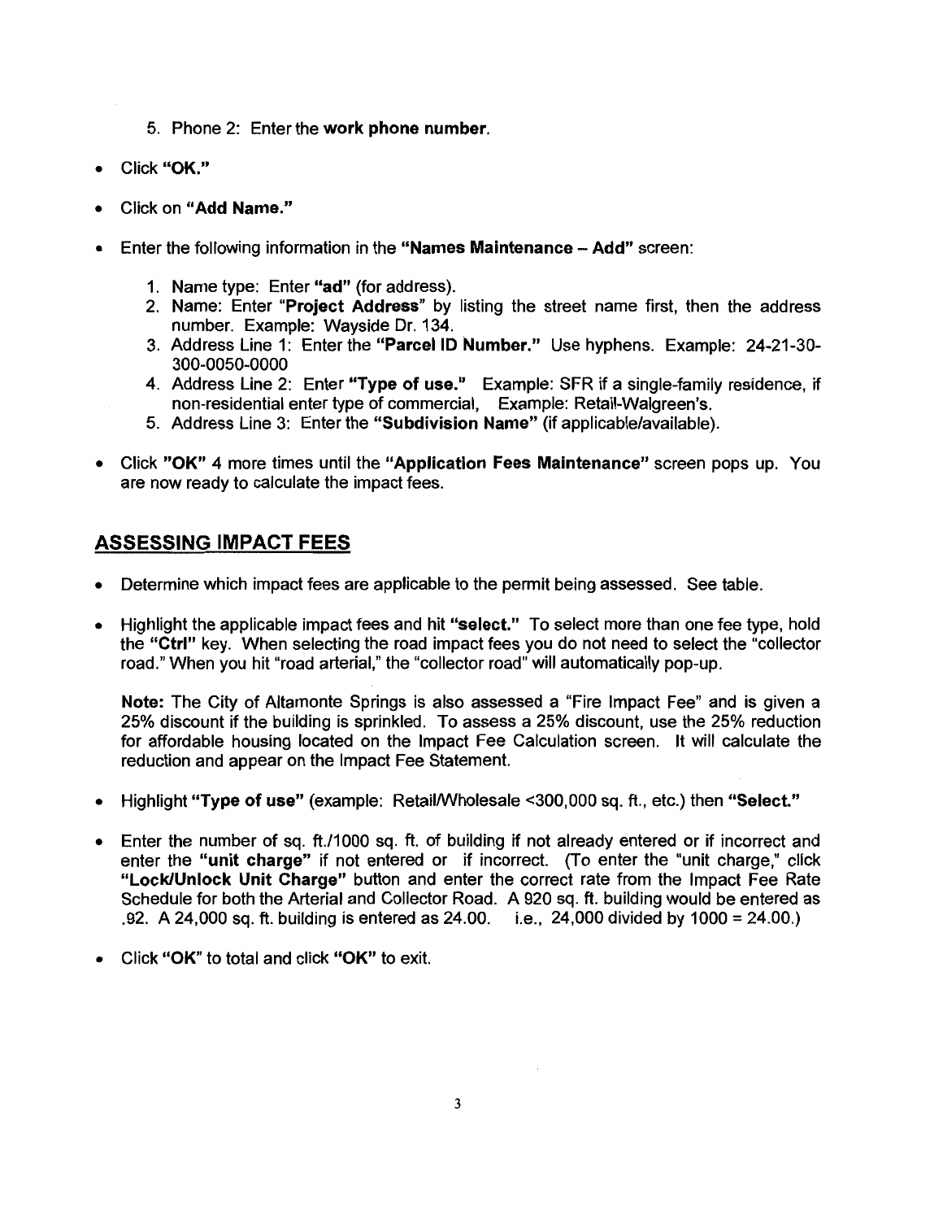5. Phone 2: Enter the **work phone number**.

- Click **"OK."**
- Click on **"Add Name."**
- Enter the following information in the **"Names Maintenance – Add"** screen:

  1. Name type: Enter **"ad"** (for address).
  2. Name: Enter "**Project Address**" by listing the street name first, then the address number. Example: Wayside Dr. 134.
  3. Address Line 1: Enter the **"Parcel ID Number."** Use hyphens. Example: 24-21-30-300-0050-0000
  4. Address Line 2: Enter **"Type of use."** Example: SFR if a single-family residence, if non-residential enter type of commercial, Example: Retail-Walgreen's.
  5. Address Line 3: Enter the **"Subdivision Name"** (if applicable/available).

- Click **"OK"** 4 more times until the **"Application Fees Maintenance"** screen pops up. You are now ready to calculate the impact fees.

## ASSESSING IMPACT FEES

- Determine which impact fees are applicable to the permit being assessed. See table.
- Highlight the applicable impact fees and hit **"select."** To select more than one fee type, hold the **"Ctrl"** key. When selecting the road impact fees you do not need to select the "collector road." When you hit "road arterial," the "collector road" will automatically pop-up.

  **Note:** The City of Altamonte Springs is also assessed a "Fire Impact Fee" and is given a 25% discount if the building is sprinkled. To assess a 25% discount, use the 25% reduction for affordable housing located on the Impact Fee Calculation screen. It will calculate the reduction and appear on the Impact Fee Statement.

- Highlight **"Type of use"** (example: Retail/Wholesale <300,000 sq. ft., etc.) then **"Select."**
- Enter the number of sq. ft./1000 sq. ft. of building if not already entered or if incorrect and enter the **"unit charge"** if not entered or if incorrect. (To enter the "unit charge," click **"Lock/Unlock Unit Charge"** button and enter the correct rate from the Impact Fee Rate Schedule for both the Arterial and Collector Road. A 920 sq. ft. building would be entered as .92. A 24,000 sq. ft. building is entered as 24.00. i.e., 24,000 divided by 1000 = 24.00.)
- Click **"OK"** to total and click **"OK"** to exit.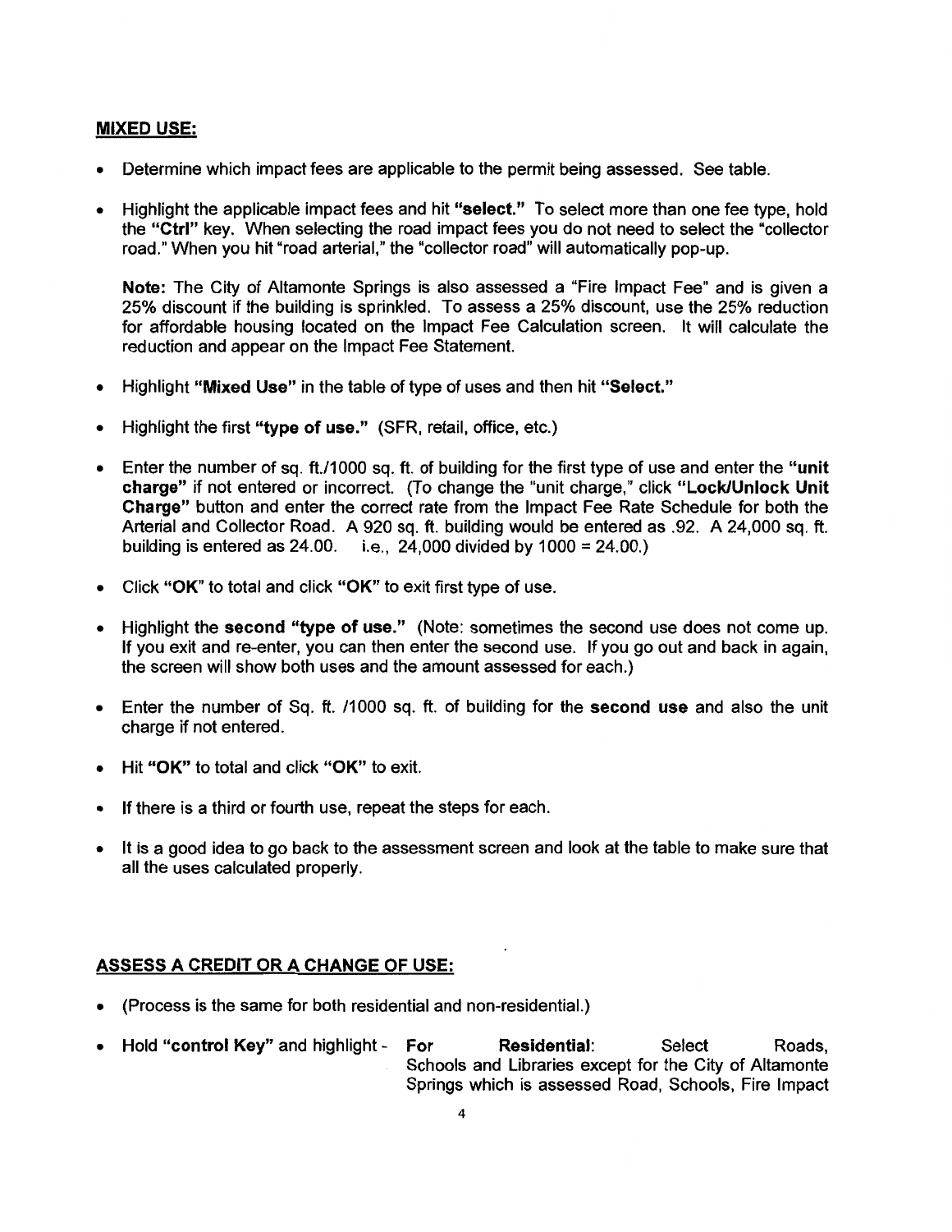**MIXED USE:**

- Determine which impact fees are applicable to the permit being assessed. See table.

- Highlight the applicable impact fees and hit **"select."** To select more than one fee type, hold the **"Ctrl"** key. When selecting the road impact fees you do not need to select the "collector road." When you hit "road arterial," the "collector road" will automatically pop-up.

  **Note:** The City of Altamonte Springs is also assessed a "Fire Impact Fee" and is given a 25% discount if the building is sprinkled. To assess a 25% discount, use the 25% reduction for affordable housing located on the Impact Fee Calculation screen. It will calculate the reduction and appear on the Impact Fee Statement.

- Highlight **"Mixed Use"** in the table of type of uses and then hit **"Select."**

- Highlight the first **"type of use."** (SFR, retail, office, etc.)

- Enter the number of sq. ft./1000 sq. ft. of building for the first type of use and enter the **"unit charge"** if not entered or incorrect. (To change the "unit charge," click **"Lock/Unlock Unit Charge"** button and enter the correct rate from the Impact Fee Rate Schedule for both the Arterial and Collector Road. A 920 sq. ft. building would be entered as .92. A 24,000 sq. ft. building is entered as 24.00. i.e., 24,000 divided by 1000 = 24.00.)

- Click **"OK"** to total and click **"OK"** to exit first type of use.

- Highlight the **second "type of use."** (Note: sometimes the second use does not come up. If you exit and re-enter, you can then enter the second use. If you go out and back in again, the screen will show both uses and the amount assessed for each.)

- Enter the number of Sq. ft. /1000 sq. ft. of building for the **second use** and also the unit charge if not entered.

- Hit **"OK"** to total and click **"OK"** to exit.

- If there is a third or fourth use, repeat the steps for each.

- It is a good idea to go back to the assessment screen and look at the table to make sure that all the uses calculated properly.

**ASSESS A CREDIT OR A CHANGE OF USE:**

- (Process is the same for both residential and non-residential.)

- Hold **"control Key"** and highlight - **For Residential**: Select Roads, Schools and Libraries except for the City of Altamonte Springs which is assessed Road, Schools, Fire Impact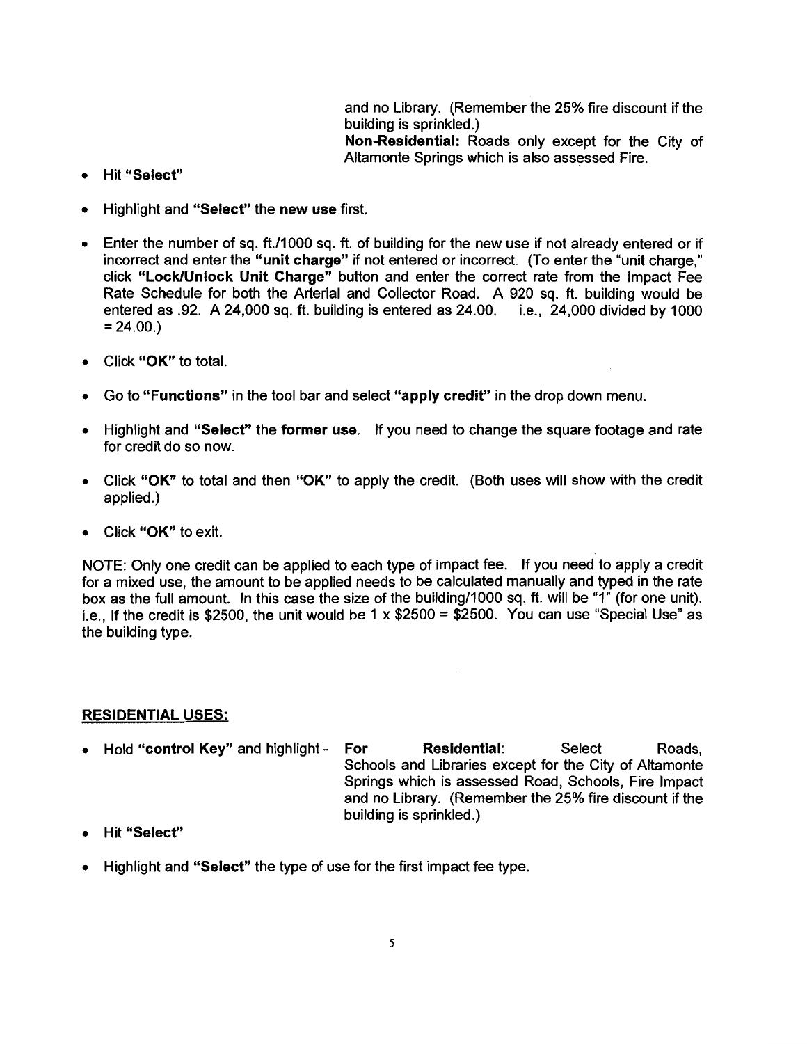and no Library. (Remember the 25% fire discount if the building is sprinkled.)
**Non-Residential:** Roads only except for the City of Altamonte Springs which is also assessed Fire.

- Hit **"Select"**
- Highlight and **"Select" the new use** first.
- Enter the number of sq. ft./1000 sq. ft. of building for the new use if not already entered or if incorrect and enter the **"unit charge"** if not entered or incorrect. (To enter the "unit charge," click **"Lock/Unlock Unit Charge"** button and enter the correct rate from the Impact Fee Rate Schedule for both the Arterial and Collector Road. A 920 sq. ft. building would be entered as .92. A 24,000 sq. ft. building is entered as 24.00. i.e., 24,000 divided by 1000 = 24.00.)
- Click **"OK"** to total.
- Go to **"Functions"** in the tool bar and select **"apply credit"** in the drop down menu.
- Highlight and **"Select"** the **former use**. If you need to change the square footage and rate for credit do so now.
- Click **"OK"** to total and then **"OK"** to apply the credit. (Both uses will show with the credit applied.)
- Click **"OK"** to exit.

NOTE: Only one credit can be applied to each type of impact fee. If you need to apply a credit for a mixed use, the amount to be applied needs to be calculated manually and typed in the rate box as the full amount. In this case the size of the building/1000 sq. ft. will be "1" (for one unit). i.e., If the credit is $2500, the unit would be 1 x $2500 = $2500. You can use "Special Use" as the building type.

**RESIDENTIAL USES:**

- Hold **"control Key"** and highlight - **For Residential**: Select Roads, Schools and Libraries except for the City of Altamonte Springs which is assessed Road, Schools, Fire Impact and no Library. (Remember the 25% fire discount if the building is sprinkled.)
- **Hit "Select"**
- Highlight and **"Select"** the type of use for the first impact fee type.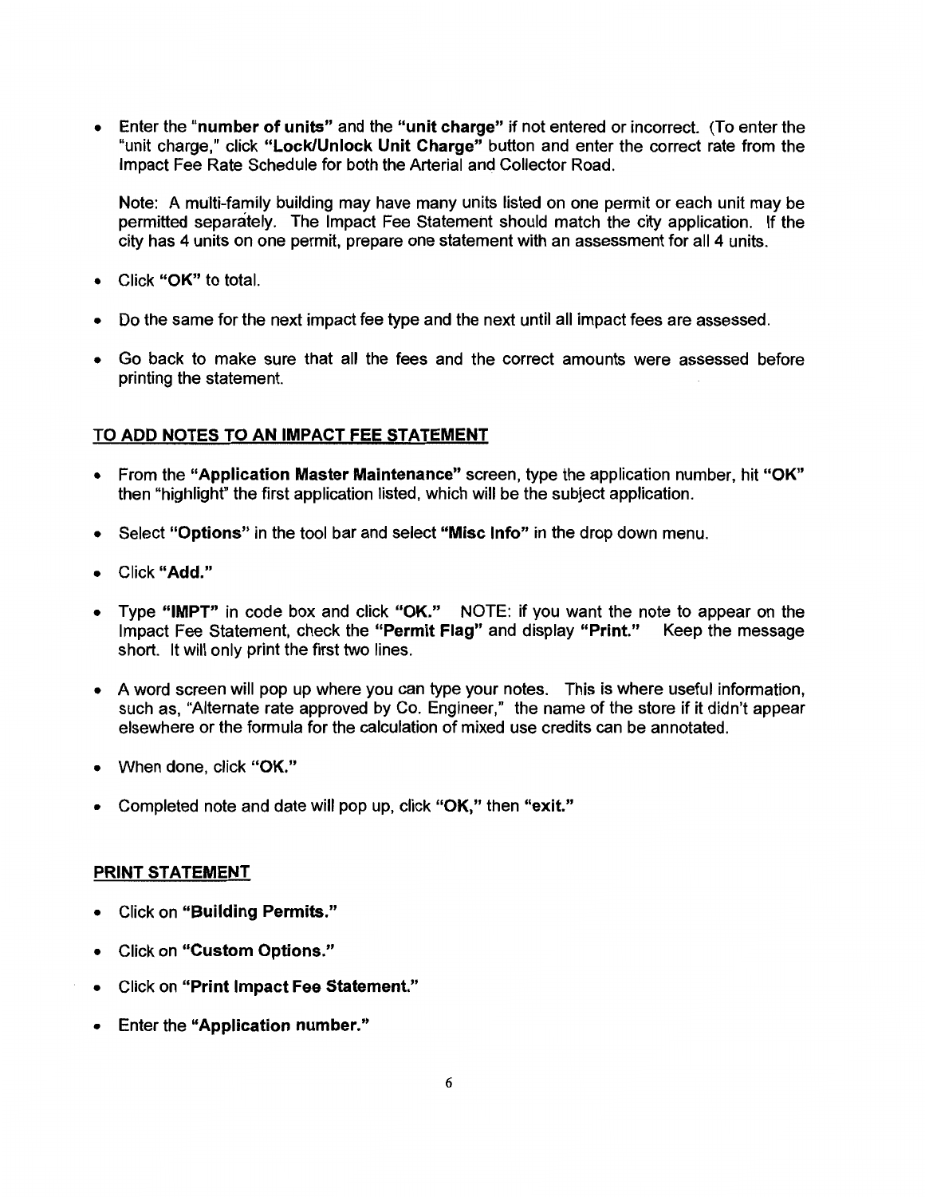- Enter the "**number of units**" and the **"unit charge"** if not entered or incorrect. (To enter the "unit charge," click **"Lock/Unlock Unit Charge"** button and enter the correct rate from the Impact Fee Rate Schedule for both the Arterial and Collector Road.

  Note: A multi-family building may have many units listed on one permit or each unit may be permitted separately. The Impact Fee Statement should match the city application. If the city has 4 units on one permit, prepare one statement with an assessment for all 4 units.

- Click **"OK"** to total.
- Do the same for the next impact fee type and the next until all impact fees are assessed.
- Go back to make sure that all the fees and the correct amounts were assessed before printing the statement.

## TO ADD NOTES TO AN IMPACT FEE STATEMENT

- From the **"Application Master Maintenance"** screen, type the application number, hit **"OK"** then "highlight" the first application listed, which will be the subject application.
- Select **"Options"** in the tool bar and select **"Misc Info"** in the drop down menu.
- Click **"Add."**
- Type **"IMPT"** in code box and click **"OK."** NOTE: if you want the note to appear on the Impact Fee Statement, check the **"Permit Flag"** and display **"Print."** Keep the message short. It will only print the first two lines.
- A word screen will pop up where you can type your notes. This is where useful information, such as, "Alternate rate approved by Co. Engineer," the name of the store if it didn't appear elsewhere or the formula for the calculation of mixed use credits can be annotated.
- When done, click **"OK."**
- Completed note and date will pop up, click **"OK,"** then **"exit."**

## PRINT STATEMENT

- Click on **"Building Permits."**
- Click on **"Custom Options."**
- Click on **"Print Impact Fee Statement."**
- Enter the **"Application number."**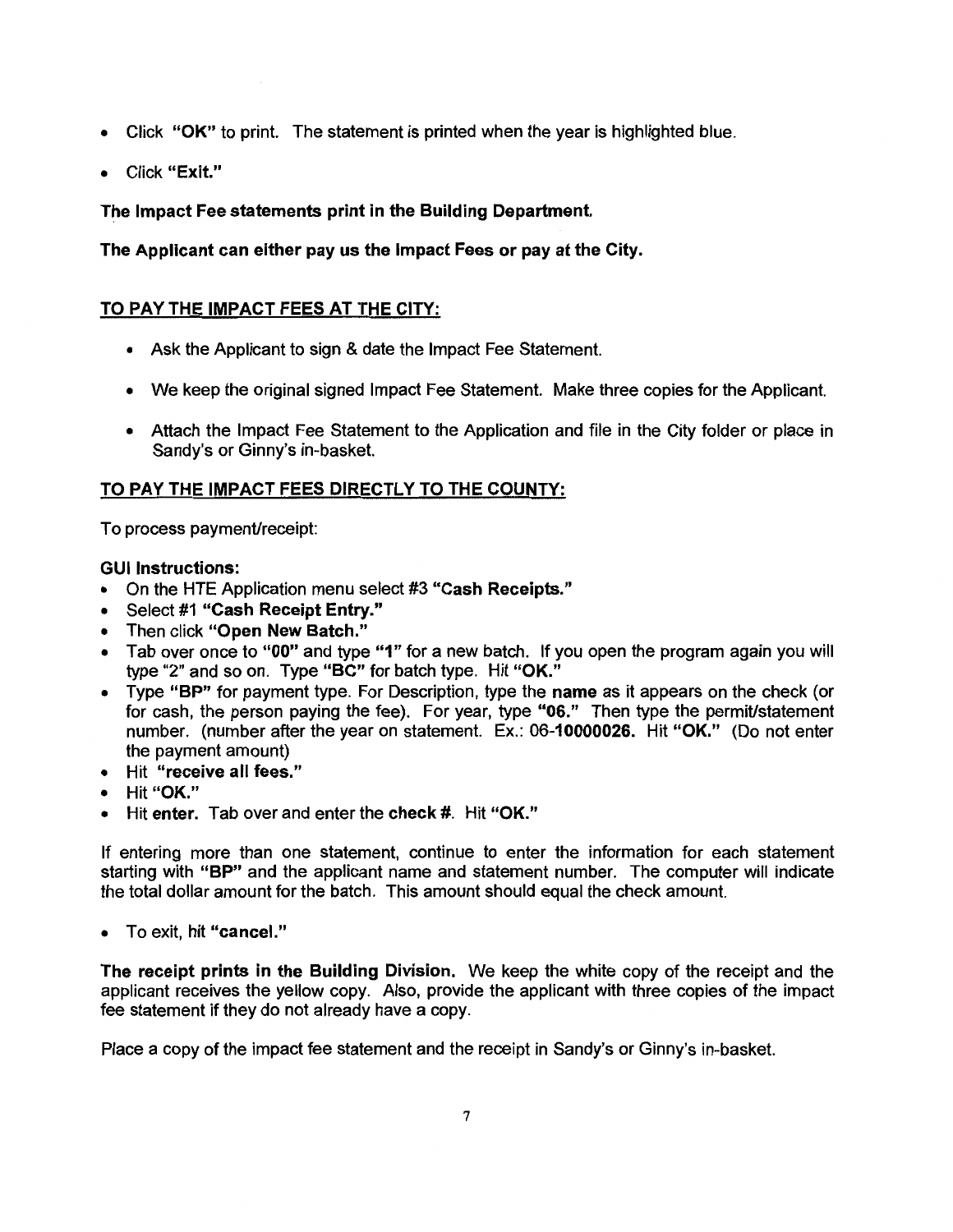- Click **"OK"** to print. The statement is printed when the year is highlighted blue.
- Click **"Exit."**

**The Impact Fee statements print in the Building Department.**

**The Applicant can either pay us the Impact Fees or pay at the City.**

**TO PAY THE IMPACT FEES AT THE CITY:**

- Ask the Applicant to sign & date the Impact Fee Statement.
- We keep the original signed Impact Fee Statement. Make three copies for the Applicant.
- Attach the Impact Fee Statement to the Application and file in the City folder or place in Sandy's or Ginny's in-basket.

**TO PAY THE IMPACT FEES DIRECTLY TO THE COUNTY:**

To process payment/receipt:

**GUI Instructions:**

- On the HTE Application menu select #3 **"Cash Receipts."**
- Select #1 **"Cash Receipt Entry."**
- Then click **"Open New Batch."**
- Tab over once to **"00"** and type **"1"** for a new batch. If you open the program again you will type "2" and so on. Type **"BC"** for batch type. Hit **"OK."**
- Type **"BP"** for payment type. For Description, type the **name** as it appears on the check (or for cash, the person paying the fee). For year, type **"06."** Then type the permit/statement number. (number after the year on statement. Ex.: 06-**10000026.** Hit **"OK."** (Do not enter the payment amount)
- Hit **"receive all fees."**
- Hit **"OK."**
- Hit **enter.** Tab over and enter the **check #.** Hit **"OK."**

If entering more than one statement, continue to enter the information for each statement starting with **"BP"** and the applicant name and statement number. The computer will indicate the total dollar amount for the batch. This amount should equal the check amount.

- To exit, hit **"cancel."**

**The receipt prints in the Building Division.** We keep the white copy of the receipt and the applicant receives the yellow copy. Also, provide the applicant with three copies of the impact fee statement if they do not already have a copy.

Place a copy of the impact fee statement and the receipt in Sandy's or Ginny's in-basket.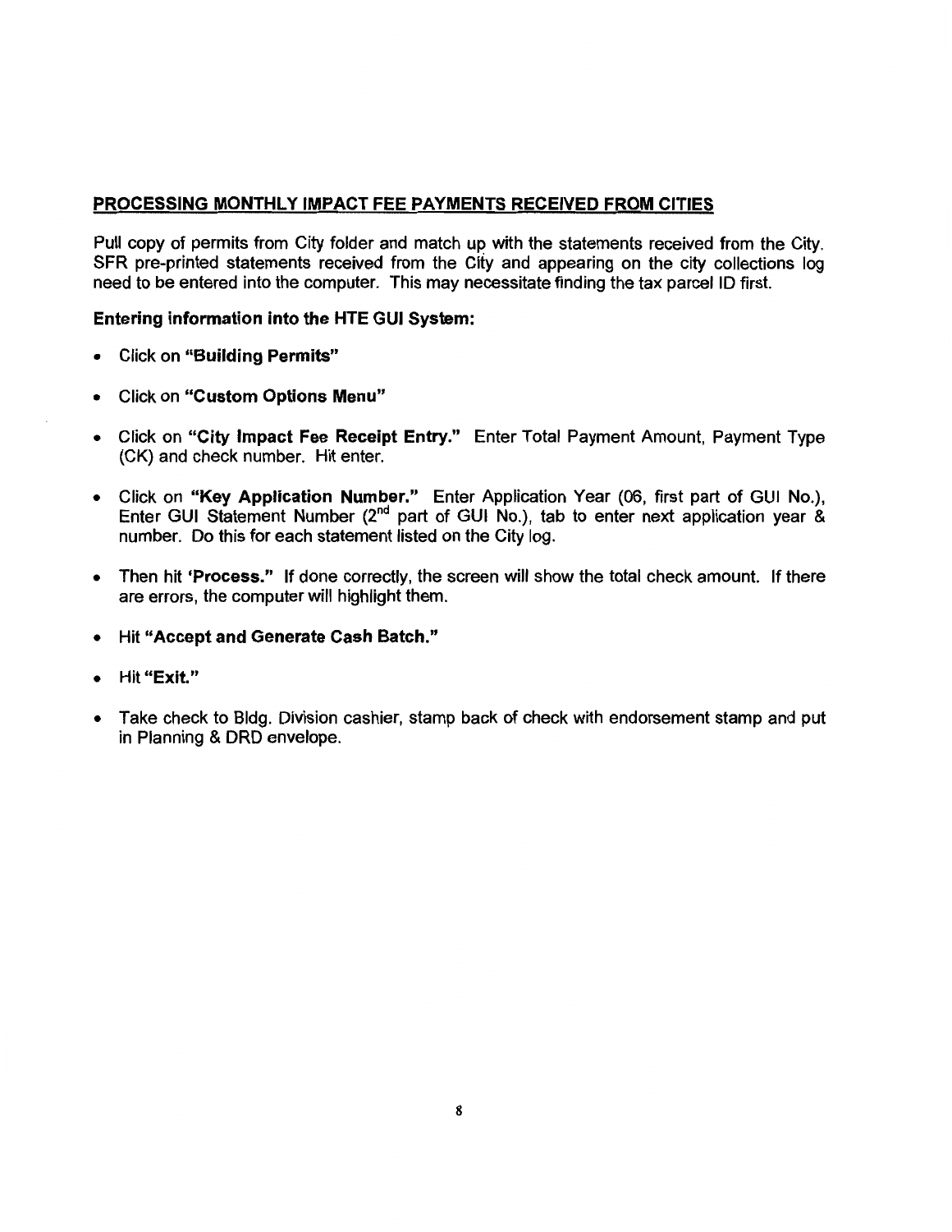## PROCESSING MONTHLY IMPACT FEE PAYMENTS RECEIVED FROM CITIES

Pull copy of permits from City folder and match up with the statements received from the City. SFR pre-printed statements received from the City and appearing on the city collections log need to be entered into the computer. This may necessitate finding the tax parcel ID first.

**Entering information into the HTE GUI System:**

- Click on **"Building Permits"**
- Click on **"Custom Options Menu"**
- Click on **"City Impact Fee Receipt Entry."** Enter Total Payment Amount, Payment Type (CK) and check number. Hit enter.
- Click on **"Key Application Number."** Enter Application Year (06, first part of GUI No.), Enter GUI Statement Number (2nd part of GUI No.), tab to enter next application year & number. Do this for each statement listed on the City log.
- Then hit **'Process."** If done correctly, the screen will show the total check amount. If there are errors, the computer will highlight them.
- Hit **"Accept and Generate Cash Batch."**
- Hit **"Exit."**
- Take check to Bldg. Division cashier, stamp back of check with endorsement stamp and put in Planning & DRD envelope.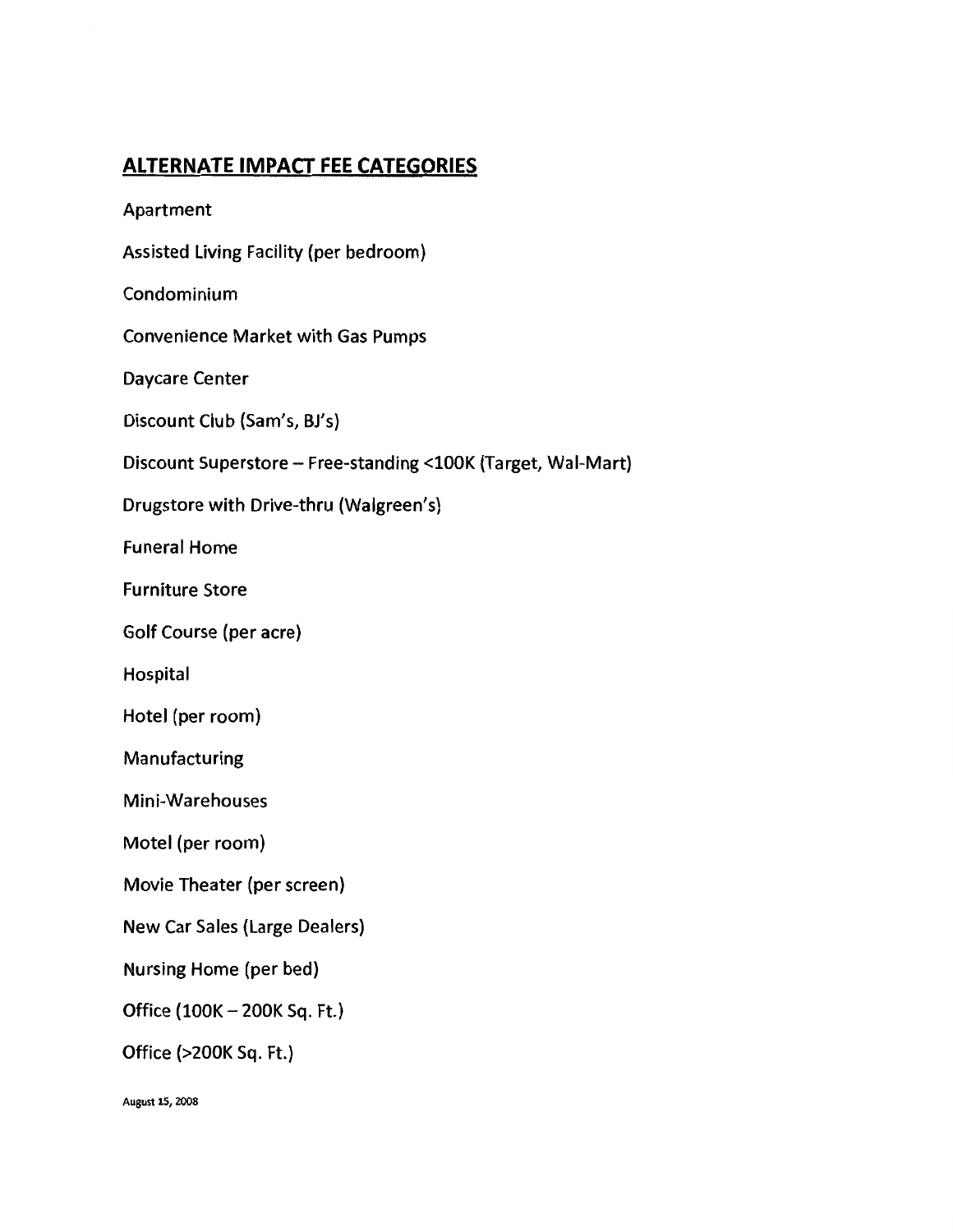## ALTERNATE IMPACT FEE CATEGORIES

Apartment

Assisted Living Facility (per bedroom)

Condominium

Convenience Market with Gas Pumps

Daycare Center

Discount Club (Sam's, BJ's)

Discount Superstore – Free-standing <100K (Target, Wal-Mart)

Drugstore with Drive-thru (Walgreen's)

Funeral Home

Furniture Store

Golf Course (per acre)

Hospital

Hotel (per room)

Manufacturing

Mini-Warehouses

Motel (per room)

Movie Theater (per screen)

New Car Sales (Large Dealers)

Nursing Home (per bed)

Office (100K – 200K Sq. Ft.)

Office (>200K Sq. Ft.)

August 15, 2008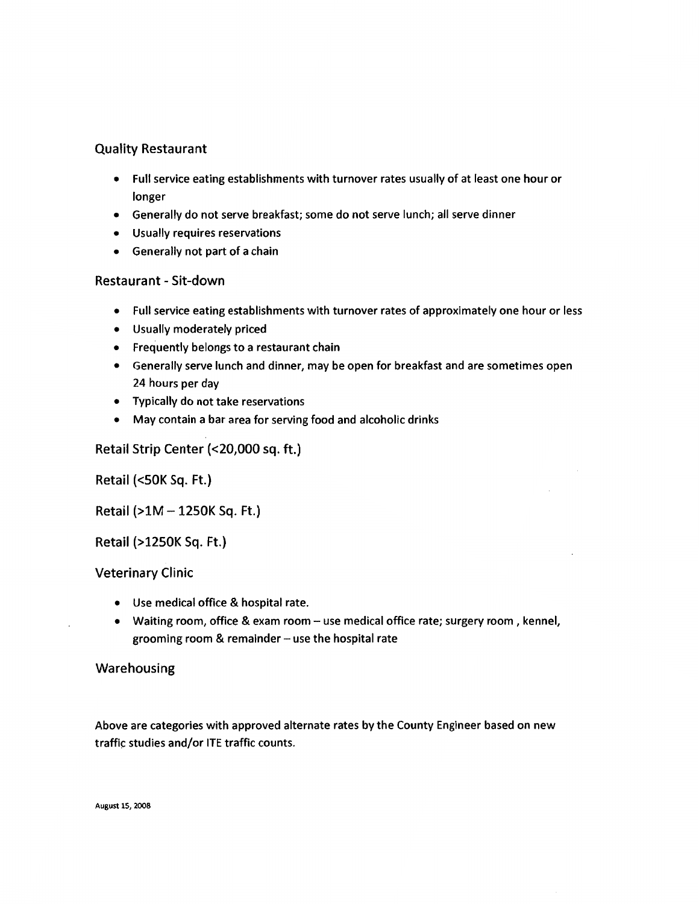## Quality Restaurant

- Full service eating establishments with turnover rates usually of at least one hour or longer
- Generally do not serve breakfast; some do not serve lunch; all serve dinner
- Usually requires reservations
- Generally not part of a chain

## Restaurant - Sit-down

- Full service eating establishments with turnover rates of approximately one hour or less
- Usually moderately priced
- Frequently belongs to a restaurant chain
- Generally serve lunch and dinner, may be open for breakfast and are sometimes open 24 hours per day
- Typically do not take reservations
- May contain a bar area for serving food and alcoholic drinks

## Retail Strip Center (<20,000 sq. ft.)

## Retail (<50K Sq. Ft.)

## Retail (>1M – 1250K Sq. Ft.)

## Retail (>1250K Sq. Ft.)

## Veterinary Clinic

- Use medical office & hospital rate.
- Waiting room, office & exam room – use medical office rate; surgery room , kennel, grooming room & remainder – use the hospital rate

## Warehousing

Above are categories with approved alternate rates by the County Engineer based on new traffic studies and/or ITE traffic counts.

August 15, 2008